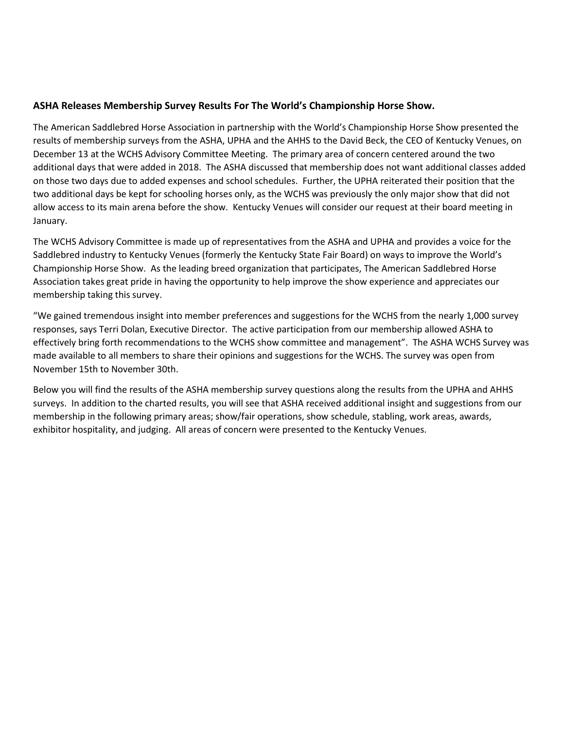**ASHA Releases Membership Survey Results For The World's Championship Horse Show.**

The American Saddlebred Horse Association in partnership with the World's Championship Horse Show presented the results of membership surveys from the ASHA, UPHA and the AHHS to the David Beck, the CEO of Kentucky Venues, on December 13 at the WCHS Advisory Committee Meeting. The primary area of concern centered around the two additional days that were added in 2018. The ASHA discussed that membership does not want additional classes added on those two days due to added expenses and school schedules. Further, the UPHA reiterated their position that the two additional days be kept for schooling horses only, as the WCHS was previously the only major show that did not allow access to its main arena before the show. Kentucky Venues will consider our request at their board meeting in January.

The WCHS Advisory Committee is made up of representatives from the ASHA and UPHA and provides a voice for the Saddlebred industry to Kentucky Venues (formerly the Kentucky State Fair Board) on ways to improve the World's Championship Horse Show. As the leading breed organization that participates, The American Saddlebred Horse Association takes great pride in having the opportunity to help improve the show experience and appreciates our membership taking this survey.

"We gained tremendous insight into member preferences and suggestions for the WCHS from the nearly 1,000 survey responses, says Terri Dolan, Executive Director. The active participation from our membership allowed ASHA to effectively bring forth recommendations to the WCHS show committee and management". The ASHA WCHS Survey was made available to all members to share their opinions and suggestions for the WCHS. The survey was open from November 15th to November 30th.

Below you will find the results of the ASHA membership survey questions along the results from the UPHA and AHHS surveys. In addition to the charted results, you will see that ASHA received additional insight and suggestions from our membership in the following primary areas; show/fair operations, show schedule, stabling, work areas, awards, exhibitor hospitality, and judging. All areas of concern were presented to the Kentucky Venues.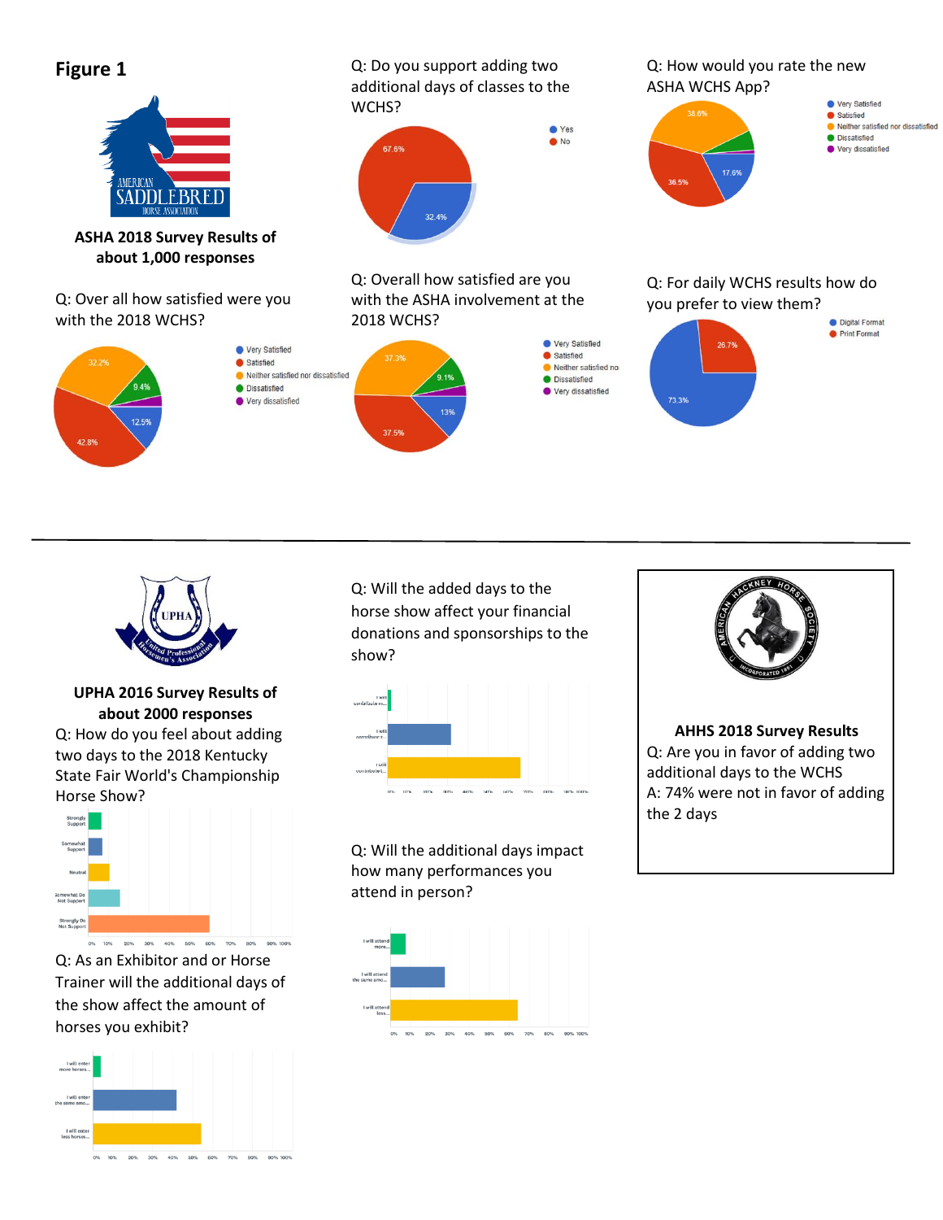# Figure 1

AMERICAN SADDLEBRED HORSE ASSOCIATION

**ASHA 2018 Survey Results of about 1,000 responses**

Q: Do you support adding two additional days of classes to the WCHS?

Yes
No
67.6%
32.4%

Q: How would you rate the new ASHA WCHS App?

Very Satisfied
Satisfied
Neither satisfied nor dissatisfied
Dissatisfied
Very dissatisfied
38.6%
36.5%
17.6%

Q: Over all how satisfied were you with the 2018 WCHS?

Very Satisfied
Satisfied
Neither satisfied nor dissatisfied
Dissatisfied
Very dissatisfied
32.2%
9.4%
12.5%
42.8%

Q: Overall how satisfied are you with the ASHA involvement at the 2018 WCHS?

Very Satisfied
Satisfied
Neither satisfied no
Dissatisfied
Very dissatisfied
37.3%
9.1%
13%
37.5%

Q: For daily WCHS results how do you prefer to view them?

Digital Format
Print Format
26.7%
73.3%

---

UPHA United Professional Horsemen's Association

**UPHA 2016 Survey Results of about 2000 responses**

Q: How do you feel about adding two days to the 2018 Kentucky State Fair World's Championship Horse Show?

Strongly Support
Somewhat Support
Neutral
Somewhat Do Not Support
Strongly Do Not Support
0% 10% 20% 30% 40% 50% 60% 70% 80% 90% 100%

Q: As an Exhibitor and or Horse Trainer will the additional days of the show affect the amount of horses you exhibit?

I will enter more horses...
I will enter the same amo...
I will enter less horses...
0% 10% 20% 30% 40% 50% 60% 70% 80% 90% 100%

Q: Will the added days to the horse show affect your financial donations and sponsorships to the show?

I will contribute m...
I will contribute t...
I will contribute l...
0% 10% 20% 30% 40% 50% 60% 70% 80% 90% 100%

Q: Will the additional days impact how many performances you attend in person?

I will attend more...
I will attend the same amo...
I will attend less...
0% 10% 20% 30% 40% 50% 60% 70% 80% 90% 100%

AMERICAN HACKNEY HORSE SOCIETY INCORPORATED 1891

**AHHS 2018 Survey Results**

Q: Are you in favor of adding two additional days to the WCHS

A: 74% were not in favor of adding the 2 days